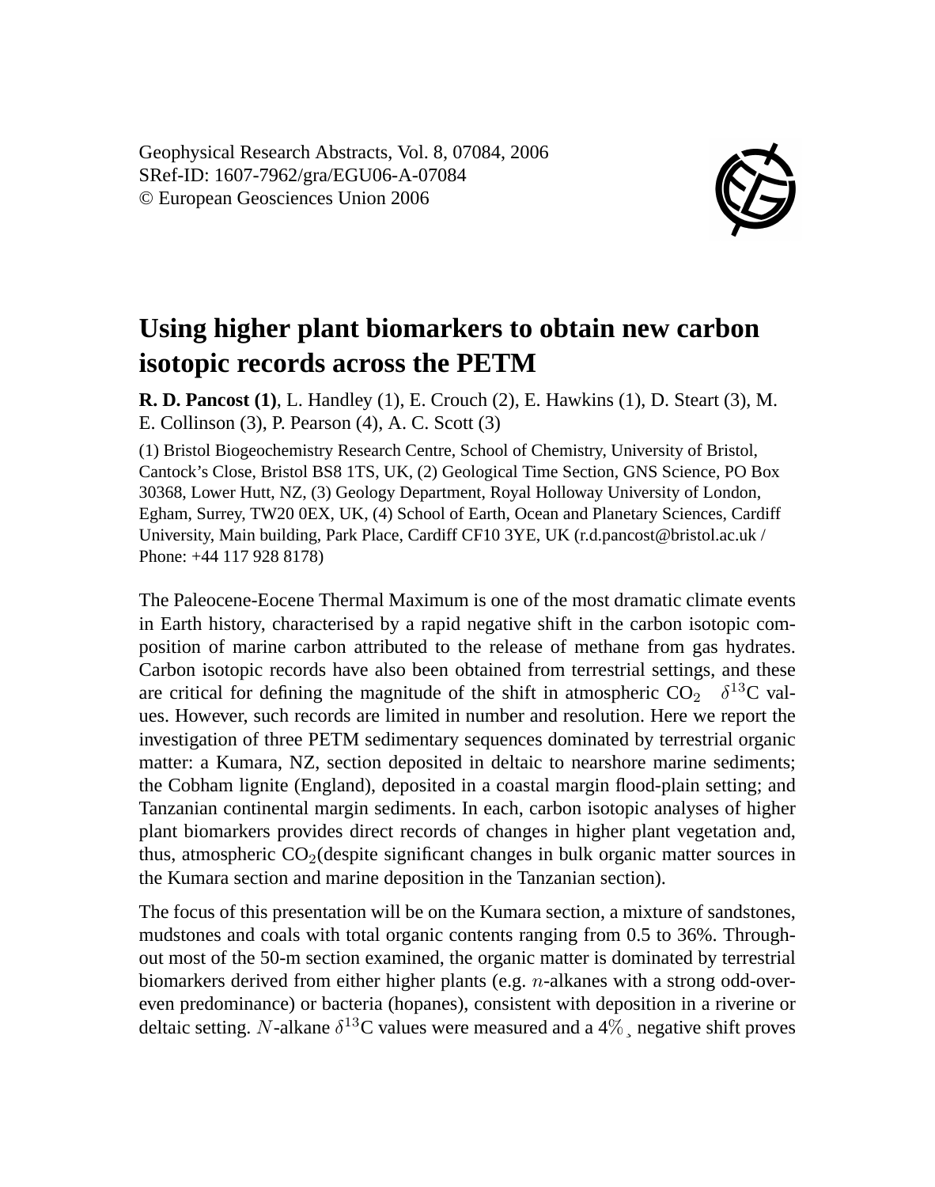Geophysical Research Abstracts, Vol. 8, 07084, 2006
SRef-ID: 1607-7962/gra/EGU06-A-07084
© European Geosciences Union 2006

# Using higher plant biomarkers to obtain new carbon isotopic records across the PETM

**R. D. Pancost (1)**, L. Handley (1), E. Crouch (2), E. Hawkins (1), D. Steart (3), M. E. Collinson (3), P. Pearson (4), A. C. Scott (3)

(1) Bristol Biogeochemistry Research Centre, School of Chemistry, University of Bristol, Cantock's Close, Bristol BS8 1TS, UK, (2) Geological Time Section, GNS Science, PO Box 30368, Lower Hutt, NZ, (3) Geology Department, Royal Holloway University of London, Egham, Surrey, TW20 0EX, UK, (4) School of Earth, Ocean and Planetary Sciences, Cardiff University, Main building, Park Place, Cardiff CF10 3YE, UK (r.d.pancost@bristol.ac.uk / Phone: +44 117 928 8178)

The Paleocene-Eocene Thermal Maximum is one of the most dramatic climate events in Earth history, characterised by a rapid negative shift in the carbon isotopic composition of marine carbon attributed to the release of methane from gas hydrates. Carbon isotopic records have also been obtained from terrestrial settings, and these are critical for defining the magnitude of the shift in atmospheric $CO_2$ $\delta^{13}$C values. However, such records are limited in number and resolution. Here we report the investigation of three PETM sedimentary sequences dominated by terrestrial organic matter: a Kumara, NZ, section deposited in deltaic to nearshore marine sediments; the Cobham lignite (England), deposited in a coastal margin flood-plain setting; and Tanzanian continental margin sediments. In each, carbon isotopic analyses of higher plant biomarkers provides direct records of changes in higher plant vegetation and, thus, atmospheric $CO_2$(despite significant changes in bulk organic matter sources in the Kumara section and marine deposition in the Tanzanian section).

The focus of this presentation will be on the Kumara section, a mixture of sandstones, mudstones and coals with total organic contents ranging from 0.5 to 36%. Throughout most of the 50-m section examined, the organic matter is dominated by terrestrial biomarkers derived from either higher plants (e.g. $n$-alkanes with a strong odd-over-even predominance) or bacteria (hopanes), consistent with deposition in a riverine or deltaic setting. $N$-alkane $\delta^{13}$C values were measured and a 4‰ negative shift proves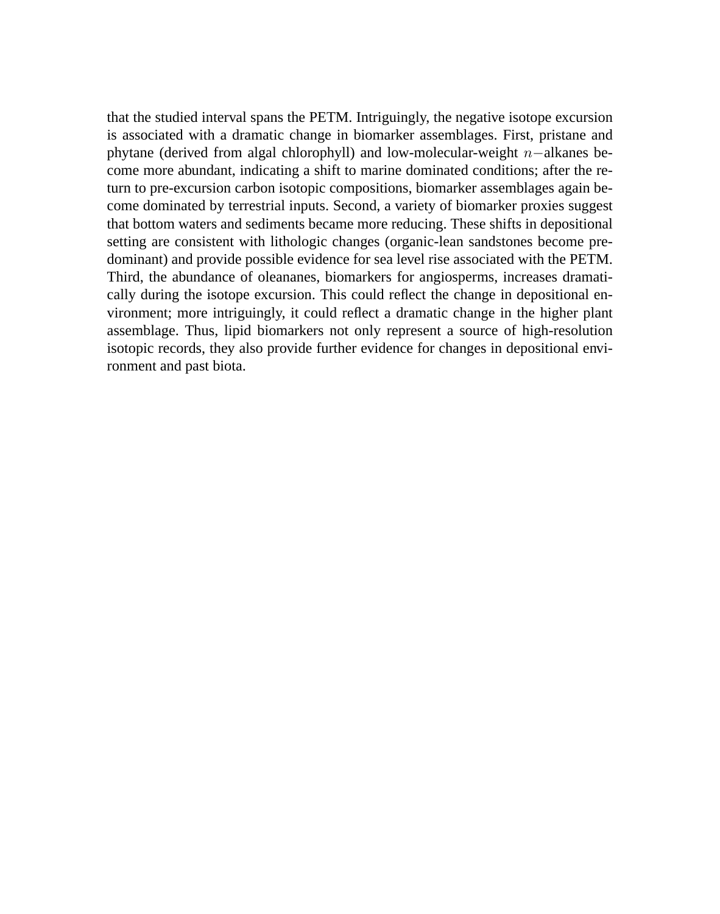that the studied interval spans the PETM. Intriguingly, the negative isotope excursion is associated with a dramatic change in biomarker assemblages. First, pristane and phytane (derived from algal chlorophyll) and low-molecular-weight $n-$alkanes become more abundant, indicating a shift to marine dominated conditions; after the return to pre-excursion carbon isotopic compositions, biomarker assemblages again become dominated by terrestrial inputs. Second, a variety of biomarker proxies suggest that bottom waters and sediments became more reducing. These shifts in depositional setting are consistent with lithologic changes (organic-lean sandstones become predominant) and provide possible evidence for sea level rise associated with the PETM. Third, the abundance of oleananes, biomarkers for angiosperms, increases dramatically during the isotope excursion. This could reflect the change in depositional environment; more intriguingly, it could reflect a dramatic change in the higher plant assemblage. Thus, lipid biomarkers not only represent a source of high-resolution isotopic records, they also provide further evidence for changes in depositional environment and past biota.